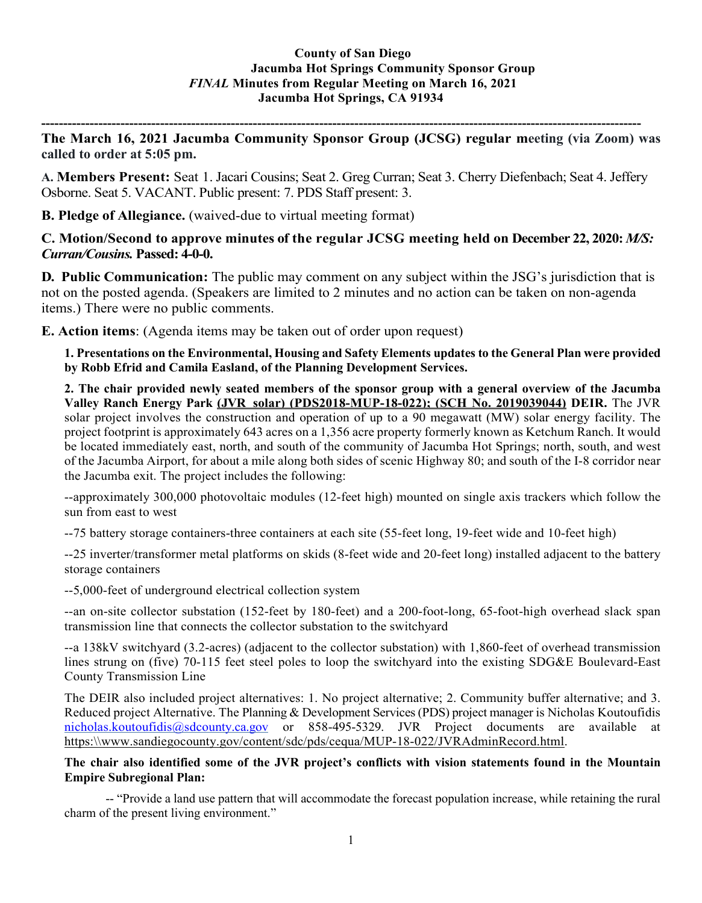**County of San Diego**
**Jacumba Hot Springs Community Sponsor Group**
***FINAL* Minutes from Regular Meeting on March 16, 2021**
**Jacumba Hot Springs, CA 91934**

---

**The March 16, 2021 Jacumba Community Sponsor Group (JCSG) regular meeting (via Zoom) was called to order at 5:05 pm.**

**A. Members Present:** Seat 1. Jacari Cousins; Seat 2. Greg Curran; Seat 3. Cherry Diefenbach; Seat 4. Jeffery Osborne. Seat 5. VACANT. Public present: 7. PDS Staff present: 3.

**B. Pledge of Allegiance.** (waived-due to virtual meeting format)

**C. Motion/Second to approve minutes of the regular JCSG meeting held on December 22, 2020: *M/S: Curran/Cousins.* Passed: 4-0-0.**

**D. Public Communication:** The public may comment on any subject within the JSG's jurisdiction that is not on the posted agenda. (Speakers are limited to 2 minutes and no action can be taken on non-agenda items.) There were no public comments.

**E. Action items**: (Agenda items may be taken out of order upon request)

**1. Presentations on the Environmental, Housing and Safety Elements updates to the General Plan were provided by Robb Efrid and Camila Easland, of the Planning Development Services.**

**2. The chair provided newly seated members of the sponsor group with a general overview of the Jacumba Valley Ranch Energy Park (JVR solar) (PDS2018-MUP-18-022); (SCH No. 2019039044) DEIR.** The JVR solar project involves the construction and operation of up to a 90 megawatt (MW) solar energy facility. The project footprint is approximately 643 acres on a 1,356 acre property formerly known as Ketchum Ranch. It would be located immediately east, north, and south of the community of Jacumba Hot Springs; north, south, and west of the Jacumba Airport, for about a mile along both sides of scenic Highway 80; and south of the I-8 corridor near the Jacumba exit. The project includes the following:

--approximately 300,000 photovoltaic modules (12-feet high) mounted on single axis trackers which follow the sun from east to west

--75 battery storage containers-three containers at each site (55-feet long, 19-feet wide and 10-feet high)

--25 inverter/transformer metal platforms on skids (8-feet wide and 20-feet long) installed adjacent to the battery storage containers

--5,000-feet of underground electrical collection system

--an on-site collector substation (152-feet by 180-feet) and a 200-foot-long, 65-foot-high overhead slack span transmission line that connects the collector substation to the switchyard

--a 138kV switchyard (3.2-acres) (adjacent to the collector substation) with 1,860-feet of overhead transmission lines strung on (five) 70-115 feet steel poles to loop the switchyard into the existing SDG&E Boulevard-East County Transmission Line

The DEIR also included project alternatives: 1. No project alternative; 2. Community buffer alternative; and 3. Reduced project Alternative. The Planning & Development Services (PDS) project manager is Nicholas Koutoufidis nicholas.koutoufidis@sdcounty.ca.gov or 858-495-5329. JVR Project documents are available at https:\\www.sandiegocounty.gov/content/sdc/pds/cequa/MUP-18-022/JVRAdminRecord.html.

**The chair also identified some of the JVR project's conflicts with vision statements found in the Mountain Empire Subregional Plan:**

-- "Provide a land use pattern that will accommodate the forecast population increase, while retaining the rural charm of the present living environment."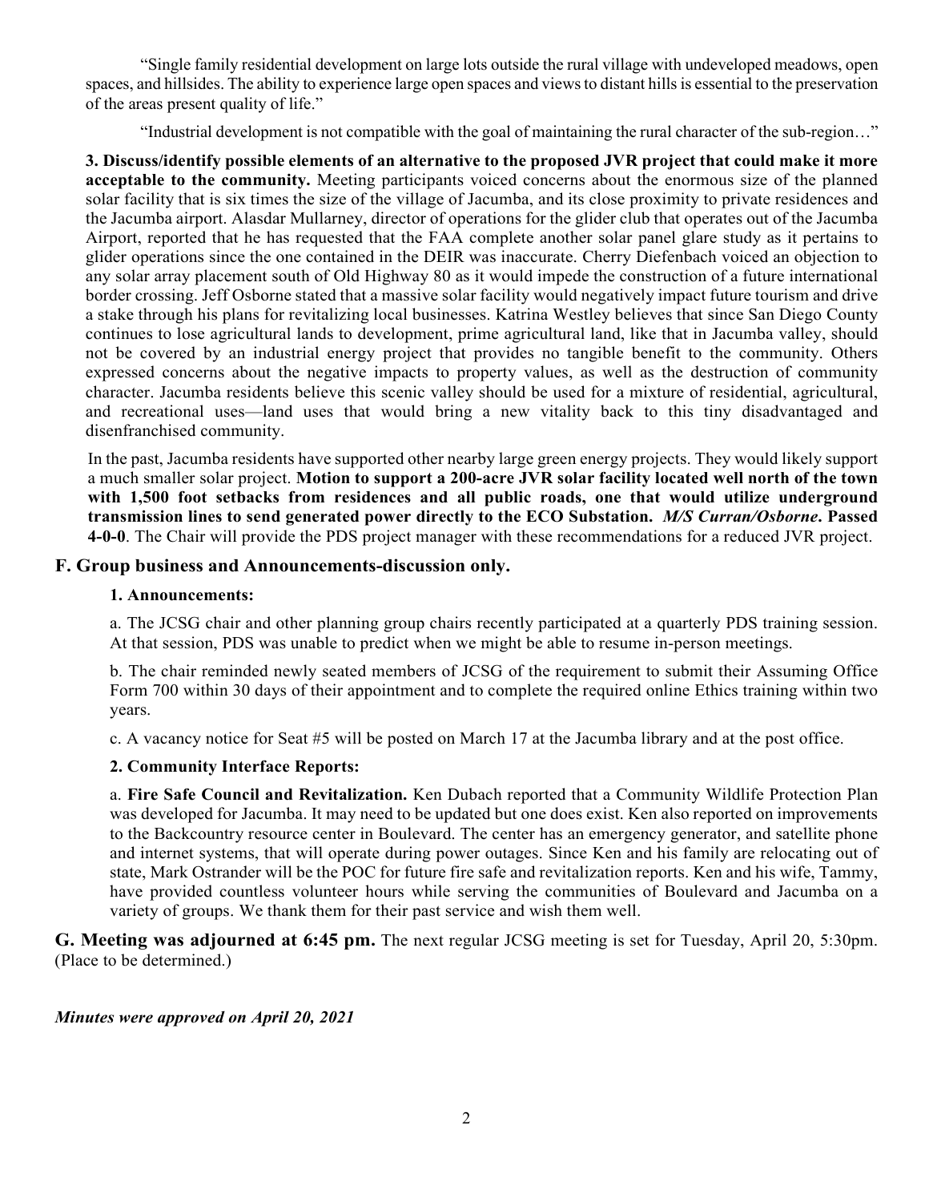"Single family residential development on large lots outside the rural village with undeveloped meadows, open spaces, and hillsides. The ability to experience large open spaces and views to distant hills is essential to the preservation of the areas present quality of life."

"Industrial development is not compatible with the goal of maintaining the rural character of the sub-region…"

**3. Discuss/identify possible elements of an alternative to the proposed JVR project that could make it more acceptable to the community.** Meeting participants voiced concerns about the enormous size of the planned solar facility that is six times the size of the village of Jacumba, and its close proximity to private residences and the Jacumba airport. Alasdar Mullarney, director of operations for the glider club that operates out of the Jacumba Airport, reported that he has requested that the FAA complete another solar panel glare study as it pertains to glider operations since the one contained in the DEIR was inaccurate. Cherry Diefenbach voiced an objection to any solar array placement south of Old Highway 80 as it would impede the construction of a future international border crossing. Jeff Osborne stated that a massive solar facility would negatively impact future tourism and drive a stake through his plans for revitalizing local businesses. Katrina Westley believes that since San Diego County continues to lose agricultural lands to development, prime agricultural land, like that in Jacumba valley, should not be covered by an industrial energy project that provides no tangible benefit to the community. Others expressed concerns about the negative impacts to property values, as well as the destruction of community character. Jacumba residents believe this scenic valley should be used for a mixture of residential, agricultural, and recreational uses—land uses that would bring a new vitality back to this tiny disadvantaged and disenfranchised community.

In the past, Jacumba residents have supported other nearby large green energy projects. They would likely support a much smaller solar project. **Motion to support a 200-acre JVR solar facility located well north of the town with 1,500 foot setbacks from residences and all public roads, one that would utilize underground transmission lines to send generated power directly to the ECO Substation.** ***M/S Curran/Osborne*****. Passed 4-0-0**. The Chair will provide the PDS project manager with these recommendations for a reduced JVR project.

## F. Group business and Announcements-discussion only.

**1. Announcements:**

a. The JCSG chair and other planning group chairs recently participated at a quarterly PDS training session. At that session, PDS was unable to predict when we might be able to resume in-person meetings.

b. The chair reminded newly seated members of JCSG of the requirement to submit their Assuming Office Form 700 within 30 days of their appointment and to complete the required online Ethics training within two years.

c. A vacancy notice for Seat #5 will be posted on March 17 at the Jacumba library and at the post office.

**2. Community Interface Reports:**

a. **Fire Safe Council and Revitalization.** Ken Dubach reported that a Community Wildlife Protection Plan was developed for Jacumba. It may need to be updated but one does exist. Ken also reported on improvements to the Backcountry resource center in Boulevard. The center has an emergency generator, and satellite phone and internet systems, that will operate during power outages. Since Ken and his family are relocating out of state, Mark Ostrander will be the POC for future fire safe and revitalization reports. Ken and his wife, Tammy, have provided countless volunteer hours while serving the communities of Boulevard and Jacumba on a variety of groups. We thank them for their past service and wish them well.

**G. Meeting was adjourned at 6:45 pm.** The next regular JCSG meeting is set for Tuesday, April 20, 5:30pm. (Place to be determined.)

***Minutes were approved on April 20, 2021***